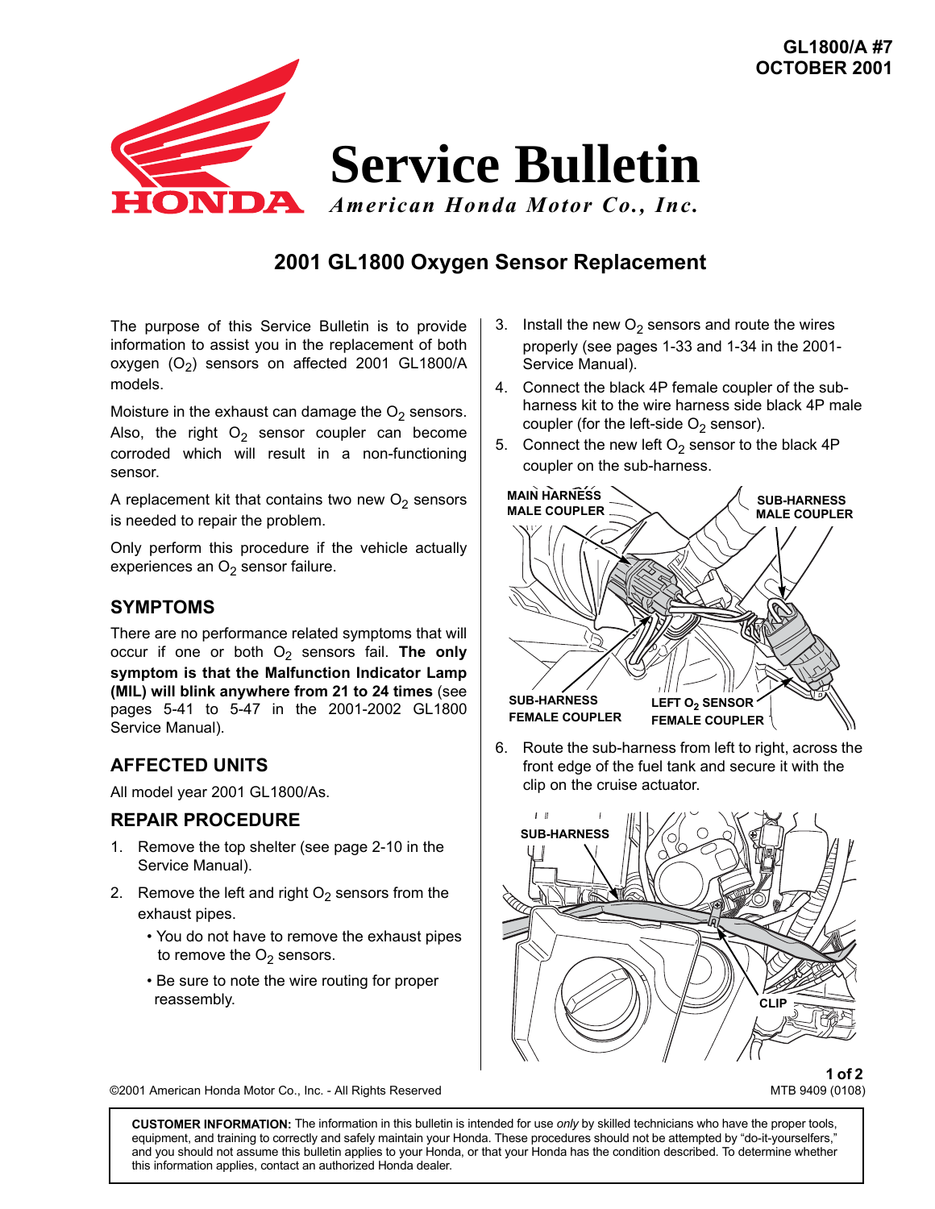GL1800/A #7
OCTOBER 2001

# Service Bulletin

*American Honda Motor Co., Inc.*

## 2001 GL1800 Oxygen Sensor Replacement

The purpose of this Service Bulletin is to provide information to assist you in the replacement of both oxygen ($O_2$) sensors on affected 2001 GL1800/A models.

Moisture in the exhaust can damage the $O_2$ sensors. Also, the right $O_2$ sensor coupler can become corroded which will result in a non-functioning sensor.

A replacement kit that contains two new $O_2$ sensors is needed to repair the problem.

Only perform this procedure if the vehicle actually experiences an $O_2$ sensor failure.

### SYMPTOMS

There are no performance related symptoms that will occur if one or both $O_2$ sensors fail. **The only symptom is that the Malfunction Indicator Lamp (MIL) will blink anywhere from 21 to 24 times** (see pages 5-41 to 5-47 in the 2001-2002 GL1800 Service Manual).

### AFFECTED UNITS

All model year 2001 GL1800/As.

### REPAIR PROCEDURE

1. Remove the top shelter (see page 2-10 in the Service Manual).
2. Remove the left and right $O_2$ sensors from the exhaust pipes.
   - You do not have to remove the exhaust pipes to remove the $O_2$ sensors.
   - Be sure to note the wire routing for proper reassembly.
3. Install the new $O_2$ sensors and route the wires properly (see pages 1-33 and 1-34 in the 2001-Service Manual).
4. Connect the black 4P female coupler of the sub-harness kit to the wire harness side black 4P male coupler (for the left-side $O_2$ sensor).
5. Connect the new left $O_2$ sensor to the black 4P coupler on the sub-harness.

MAIN HARNESS MALE COUPLER

SUB-HARNESS MALE COUPLER

SUB-HARNESS FEMALE COUPLER

LEFT $O_2$ SENSOR FEMALE COUPLER

6. Route the sub-harness from left to right, across the front edge of the fuel tank and secure it with the clip on the cruise actuator.

SUB-HARNESS

CLIP

©2001 American Honda Motor Co., Inc. - All Rights Reserved

MTB 9409 (0108)

**CUSTOMER INFORMATION:** The information in this bulletin is intended for use *only* by skilled technicians who have the proper tools, equipment, and training to correctly and safely maintain your Honda. These procedures should not be attempted by "do-it-yourselfers," and you should not assume this bulletin applies to your Honda, or that your Honda has the condition described. To determine whether this information applies, contact an authorized Honda dealer.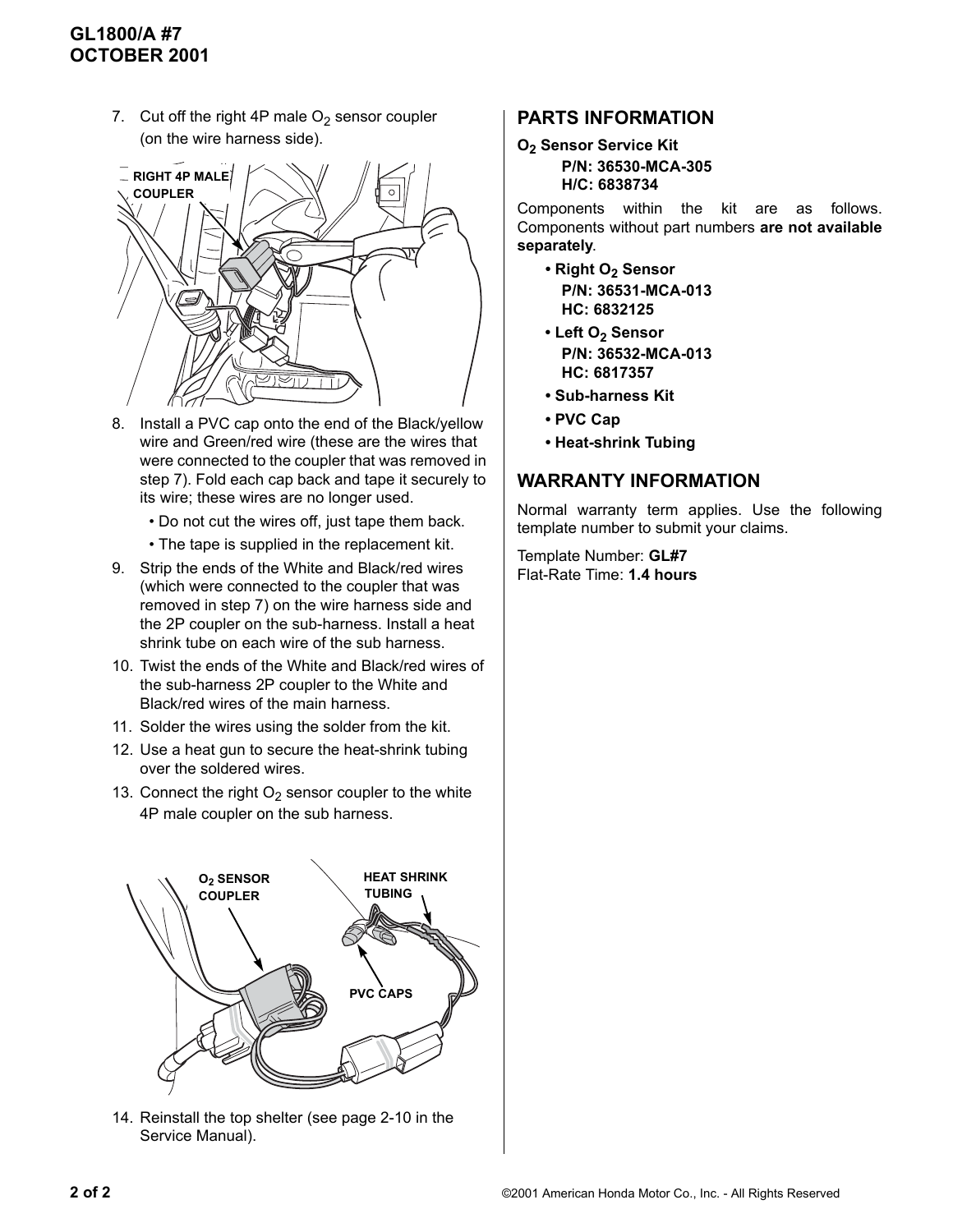7. Cut off the right 4P male $O_2$ sensor coupler (on the wire harness side).

RIGHT 4P MALE COUPLER

8. Install a PVC cap onto the end of the Black/yellow wire and Green/red wire (these are the wires that were connected to the coupler that was removed in step 7). Fold each cap back and tape it securely to its wire; these wires are no longer used.
   - Do not cut the wires off, just tape them back.
   - The tape is supplied in the replacement kit.
9. Strip the ends of the White and Black/red wires (which were connected to the coupler that was removed in step 7) on the wire harness side and the 2P coupler on the sub-harness. Install a heat shrink tube on each wire of the sub harness.
10. Twist the ends of the White and Black/red wires of the sub-harness 2P coupler to the White and Black/red wires of the main harness.
11. Solder the wires using the solder from the kit.
12. Use a heat gun to secure the heat-shrink tubing over the soldered wires.
13. Connect the right $O_2$ sensor coupler to the white 4P male coupler on the sub harness.

$O_2$ SENSOR COUPLER

HEAT SHRINK TUBING

PVC CAPS

14. Reinstall the top shelter (see page 2-10 in the Service Manual).

## PARTS INFORMATION

**$O_2$ Sensor Service Kit**

**P/N: 36530-MCA-305**
**H/C: 6838734**

Components within the kit are as follows. Components without part numbers **are not available separately**.

- **Right $O_2$ Sensor**
  **P/N: 36531-MCA-013**
  **HC: 6832125**
- **Left $O_2$ Sensor**
  **P/N: 36532-MCA-013**
  **HC: 6817357**
- **Sub-harness Kit**
- **PVC Cap**
- **Heat-shrink Tubing**

## WARRANTY INFORMATION

Normal warranty term applies. Use the following template number to submit your claims.

Template Number: **GL#7**
Flat-Rate Time: **1.4 hours**